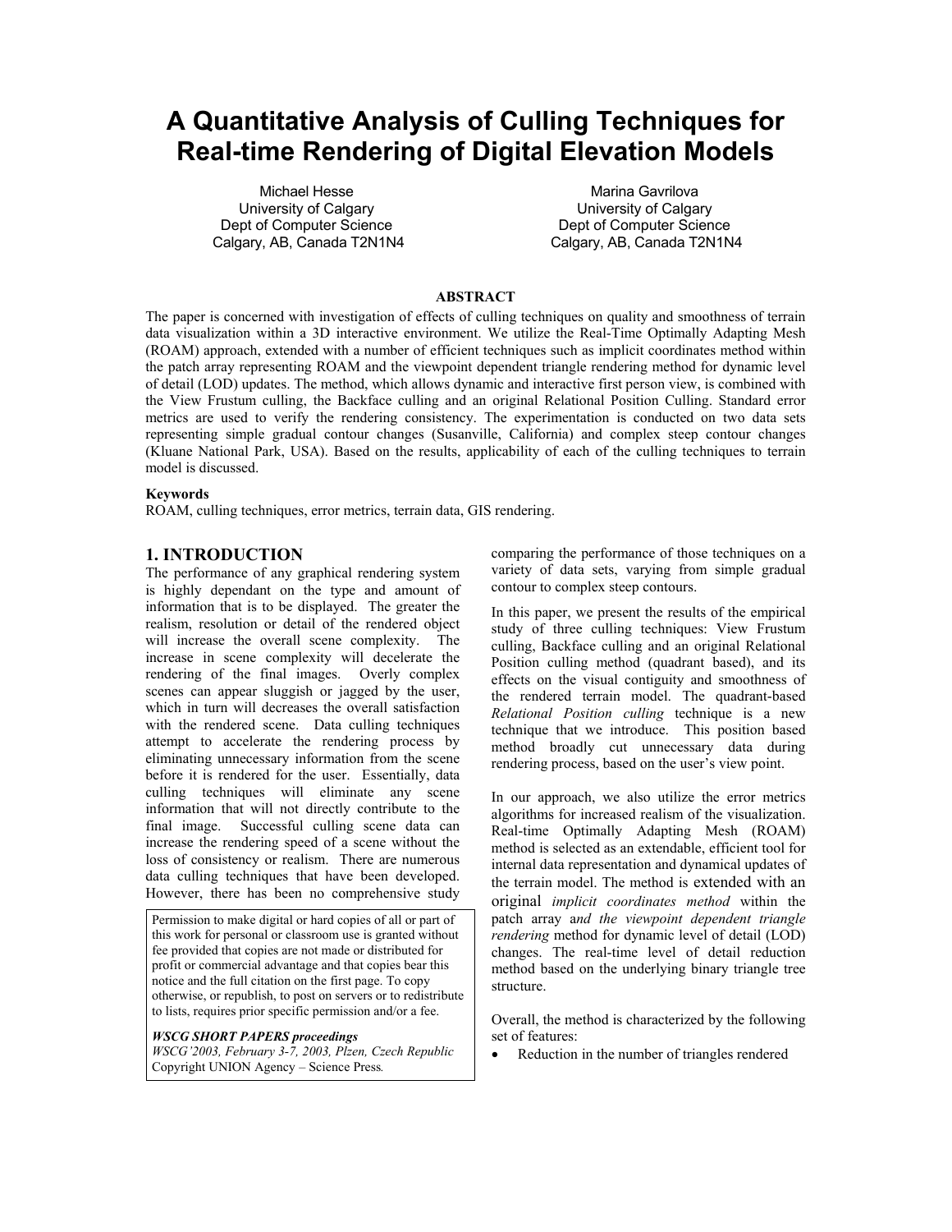# A Quantitative Analysis of Culling Techniques for Real-time Rendering of Digital Elevation Models

Michael Hesse
University of Calgary
Dept of Computer Science
Calgary, AB, Canada T2N1N4

Marina Gavrilova
University of Calgary
Dept of Computer Science
Calgary, AB, Canada T2N1N4

## ABSTRACT

The paper is concerned with investigation of effects of culling techniques on quality and smoothness of terrain data visualization within a 3D interactive environment. We utilize the Real-Time Optimally Adapting Mesh (ROAM) approach, extended with a number of efficient techniques such as implicit coordinates method within the patch array representing ROAM and the viewpoint dependent triangle rendering method for dynamic level of detail (LOD) updates. The method, which allows dynamic and interactive first person view, is combined with the View Frustum culling, the Backface culling and an original Relational Position Culling. Standard error metrics are used to verify the rendering consistency. The experimentation is conducted on two data sets representing simple gradual contour changes (Susanville, California) and complex steep contour changes (Kluane National Park, USA). Based on the results, applicability of each of the culling techniques to terrain model is discussed.

### Keywords

ROAM, culling techniques, error metrics, terrain data, GIS rendering.

## 1. INTRODUCTION

The performance of any graphical rendering system is highly dependant on the type and amount of information that is to be displayed. The greater the realism, resolution or detail of the rendered object will increase the overall scene complexity. The increase in scene complexity will decelerate the rendering of the final images. Overly complex scenes can appear sluggish or jagged by the user, which in turn will decreases the overall satisfaction with the rendered scene. Data culling techniques attempt to accelerate the rendering process by eliminating unnecessary information from the scene before it is rendered for the user. Essentially, data culling techniques will eliminate any scene information that will not directly contribute to the final image. Successful culling scene data can increase the rendering speed of a scene without the loss of consistency or realism. There are numerous data culling techniques that have been developed. However, there has been no comprehensive study comparing the performance of those techniques on a variety of data sets, varying from simple gradual contour to complex steep contours.

Permission to make digital or hard copies of all or part of this work for personal or classroom use is granted without fee provided that copies are not made or distributed for profit or commercial advantage and that copies bear this notice and the full citation on the first page. To copy otherwise, or republish, to post on servers or to redistribute to lists, requires prior specific permission and/or a fee.

***WSCG SHORT PAPERS proceedings***
*WSCG'2003, February 3-7, 2003, Plzen, Czech Republic*
Copyright UNION Agency – Science Press*.*

In this paper, we present the results of the empirical study of three culling techniques: View Frustum culling, Backface culling and an original Relational Position culling method (quadrant based), and its effects on the visual contiguity and smoothness of the rendered terrain model. The quadrant-based *Relational Position culling* technique is a new technique that we introduce. This position based method broadly cut unnecessary data during rendering process, based on the user's view point.

In our approach, we also utilize the error metrics algorithms for increased realism of the visualization. Real-time Optimally Adapting Mesh (ROAM) method is selected as an extendable, efficient tool for internal data representation and dynamical updates of the terrain model. The method is extended with an original *implicit coordinates method* within the patch array a*nd the viewpoint dependent triangle rendering* method for dynamic level of detail (LOD) changes. The real-time level of detail reduction method based on the underlying binary triangle tree structure.

Overall, the method is characterized by the following set of features:

- Reduction in the number of triangles rendered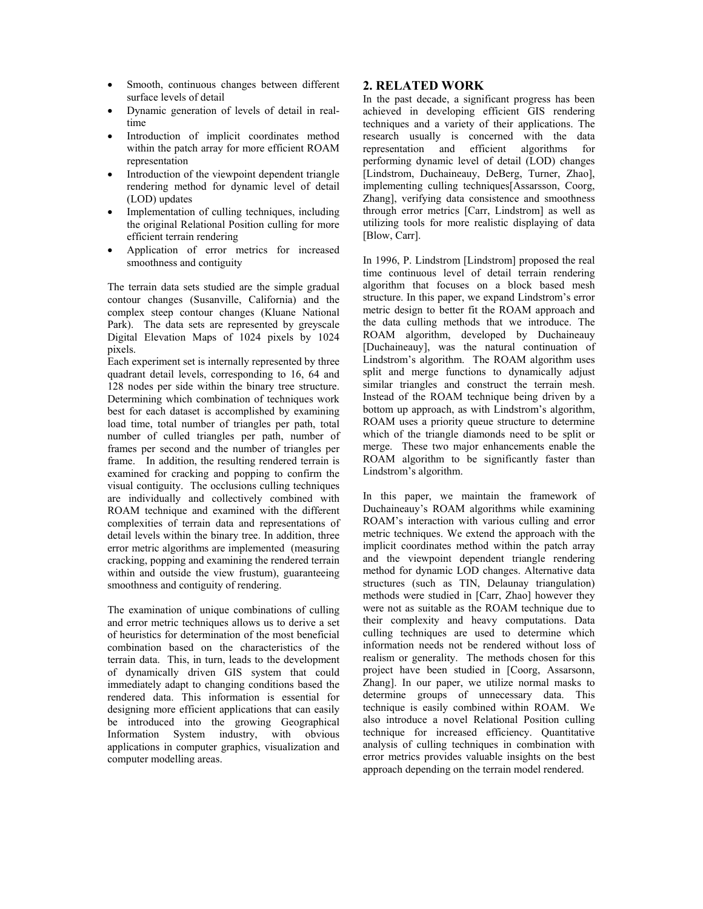- Smooth, continuous changes between different surface levels of detail
- Dynamic generation of levels of detail in real-time
- Introduction of implicit coordinates method within the patch array for more efficient ROAM representation
- Introduction of the viewpoint dependent triangle rendering method for dynamic level of detail (LOD) updates
- Implementation of culling techniques, including the original Relational Position culling for more efficient terrain rendering
- Application of error metrics for increased smoothness and contiguity

The terrain data sets studied are the simple gradual contour changes (Susanville, California) and the complex steep contour changes (Kluane National Park). The data sets are represented by greyscale Digital Elevation Maps of 1024 pixels by 1024 pixels.

Each experiment set is internally represented by three quadrant detail levels, corresponding to 16, 64 and 128 nodes per side within the binary tree structure. Determining which combination of techniques work best for each dataset is accomplished by examining load time, total number of triangles per path, total number of culled triangles per path, number of frames per second and the number of triangles per frame. In addition, the resulting rendered terrain is examined for cracking and popping to confirm the visual contiguity. The occlusions culling techniques are individually and collectively combined with ROAM technique and examined with the different complexities of terrain data and representations of detail levels within the binary tree. In addition, three error metric algorithms are implemented (measuring cracking, popping and examining the rendered terrain within and outside the view frustum), guaranteeing smoothness and contiguity of rendering.

The examination of unique combinations of culling and error metric techniques allows us to derive a set of heuristics for determination of the most beneficial combination based on the characteristics of the terrain data. This, in turn, leads to the development of dynamically driven GIS system that could immediately adapt to changing conditions based the rendered data. This information is essential for designing more efficient applications that can easily be introduced into the growing Geographical Information System industry, with obvious applications in computer graphics, visualization and computer modelling areas.

## 2. RELATED WORK

In the past decade, a significant progress has been achieved in developing efficient GIS rendering techniques and a variety of their applications. The research usually is concerned with the data representation and efficient algorithms for performing dynamic level of detail (LOD) changes [Lindstrom, Duchaineauy, DeBerg, Turner, Zhao], implementing culling techniques[Assarsson, Coorg, Zhang], verifying data consistence and smoothness through error metrics [Carr, Lindstrom] as well as utilizing tools for more realistic displaying of data [Blow, Carr].

In 1996, P. Lindstrom [Lindstrom] proposed the real time continuous level of detail terrain rendering algorithm that focuses on a block based mesh structure. In this paper, we expand Lindstrom's error metric design to better fit the ROAM approach and the data culling methods that we introduce. The ROAM algorithm, developed by Duchaineauy [Duchaineauy], was the natural continuation of Lindstrom's algorithm. The ROAM algorithm uses split and merge functions to dynamically adjust similar triangles and construct the terrain mesh. Instead of the ROAM technique being driven by a bottom up approach, as with Lindstrom's algorithm, ROAM uses a priority queue structure to determine which of the triangle diamonds need to be split or merge. These two major enhancements enable the ROAM algorithm to be significantly faster than Lindstrom's algorithm.

In this paper, we maintain the framework of Duchaineauy's ROAM algorithms while examining ROAM's interaction with various culling and error metric techniques. We extend the approach with the implicit coordinates method within the patch array and the viewpoint dependent triangle rendering method for dynamic LOD changes. Alternative data structures (such as TIN, Delaunay triangulation) methods were studied in [Carr, Zhao] however they were not as suitable as the ROAM technique due to their complexity and heavy computations. Data culling techniques are used to determine which information needs not be rendered without loss of realism or generality. The methods chosen for this project have been studied in [Coorg, Assarsonn, Zhang]. In our paper, we utilize normal masks to determine groups of unnecessary data. This technique is easily combined within ROAM. We also introduce a novel Relational Position culling technique for increased efficiency. Quantitative analysis of culling techniques in combination with error metrics provides valuable insights on the best approach depending on the terrain model rendered.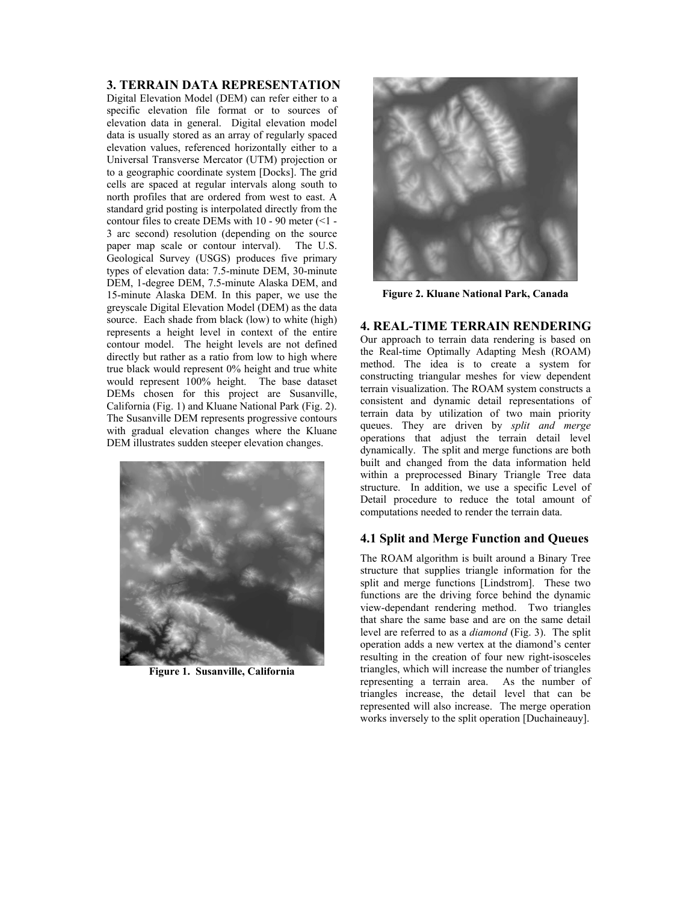## 3. TERRAIN DATA REPRESENTATION

Digital Elevation Model (DEM) can refer either to a specific elevation file format or to sources of elevation data in general. Digital elevation model data is usually stored as an array of regularly spaced elevation values, referenced horizontally either to a Universal Transverse Mercator (UTM) projection or to a geographic coordinate system [Docks]. The grid cells are spaced at regular intervals along south to north profiles that are ordered from west to east. A standard grid posting is interpolated directly from the contour files to create DEMs with 10 - 90 meter (<1 - 3 arc second) resolution (depending on the source paper map scale or contour interval). The U.S. Geological Survey (USGS) produces five primary types of elevation data: 7.5-minute DEM, 30-minute DEM, 1-degree DEM, 7.5-minute Alaska DEM, and 15-minute Alaska DEM. In this paper, we use the greyscale Digital Elevation Model (DEM) as the data source. Each shade from black (low) to white (high) represents a height level in context of the entire contour model. The height levels are not defined directly but rather as a ratio from low to high where true black would represent 0% height and true white would represent 100% height. The base dataset DEMs chosen for this project are Susanville, California (Fig. 1) and Kluane National Park (Fig. 2). The Susanville DEM represents progressive contours with gradual elevation changes where the Kluane DEM illustrates sudden steeper elevation changes.

**Figure 1. Susanville, California**

**Figure 2. Kluane National Park, Canada**

## 4. REAL-TIME TERRAIN RENDERING

Our approach to terrain data rendering is based on the Real-time Optimally Adapting Mesh (ROAM) method. The idea is to create a system for constructing triangular meshes for view dependent terrain visualization. The ROAM system constructs a consistent and dynamic detail representations of terrain data by utilization of two main priority queues. They are driven by *split and merge* operations that adjust the terrain detail level dynamically. The split and merge functions are both built and changed from the data information held within a preprocessed Binary Triangle Tree data structure. In addition, we use a specific Level of Detail procedure to reduce the total amount of computations needed to render the terrain data.

### 4.1 Split and Merge Function and Queues

The ROAM algorithm is built around a Binary Tree structure that supplies triangle information for the split and merge functions [Lindstrom]. These two functions are the driving force behind the dynamic view-dependant rendering method. Two triangles that share the same base and are on the same detail level are referred to as a *diamond* (Fig. 3). The split operation adds a new vertex at the diamond's center resulting in the creation of four new right-isosceles triangles, which will increase the number of triangles representing a terrain area. As the number of triangles increase, the detail level that can be represented will also increase. The merge operation works inversely to the split operation [Duchaineauy].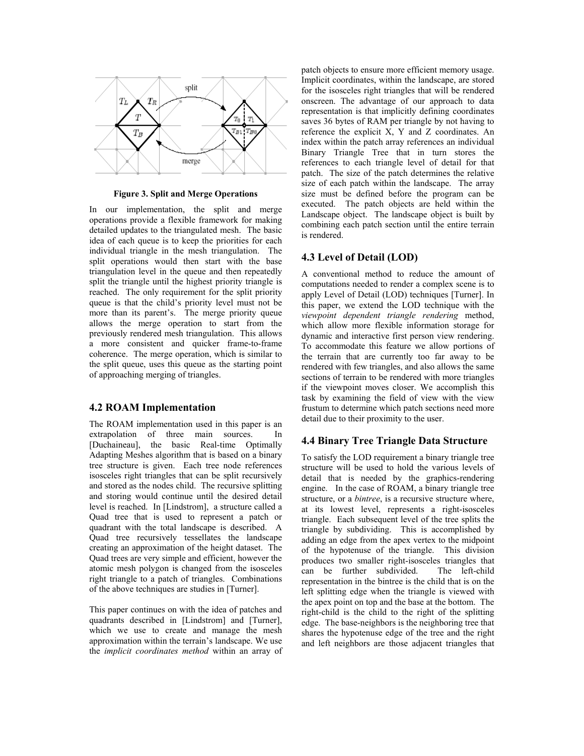Figure 3. Split and Merge Operations

In our implementation, the split and merge operations provide a flexible framework for making detailed updates to the triangulated mesh. The basic idea of each queue is to keep the priorities for each individual triangle in the mesh triangulation. The split operations would then start with the base triangulation level in the queue and then repeatedly split the triangle until the highest priority triangle is reached. The only requirement for the split priority queue is that the child's priority level must not be more than its parent's. The merge priority queue allows the merge operation to start from the previously rendered mesh triangulation. This allows a more consistent and quicker frame-to-frame coherence. The merge operation, which is similar to the split queue, uses this queue as the starting point of approaching merging of triangles.

## 4.2 ROAM Implementation

The ROAM implementation used in this paper is an extrapolation of three main sources. In [Duchaineau], the basic Real-time Optimally Adapting Meshes algorithm that is based on a binary tree structure is given. Each tree node references isosceles right triangles that can be split recursively and stored as the nodes child. The recursive splitting and storing would continue until the desired detail level is reached. In [Lindstrom], a structure called a Quad tree that is used to represent a patch or quadrant with the total landscape is described. A Quad tree recursively tessellates the landscape creating an approximation of the height dataset. The Quad trees are very simple and efficient, however the atomic mesh polygon is changed from the isosceles right triangle to a patch of triangles. Combinations of the above techniques are studies in [Turner].

This paper continues on with the idea of patches and quadrants described in [Lindstrom] and [Turner], which we use to create and manage the mesh approximation within the terrain's landscape. We use the *implicit coordinates method* within an array of patch objects to ensure more efficient memory usage. Implicit coordinates, within the landscape, are stored for the isosceles right triangles that will be rendered onscreen. The advantage of our approach to data representation is that implicitly defining coordinates saves 36 bytes of RAM per triangle by not having to reference the explicit X, Y and Z coordinates. An index within the patch array references an individual Binary Triangle Tree that in turn stores the references to each triangle level of detail for that patch. The size of the patch determines the relative size of each patch within the landscape. The array size must be defined before the program can be executed. The patch objects are held within the Landscape object. The landscape object is built by combining each patch section until the entire terrain is rendered.

## 4.3 Level of Detail (LOD)

A conventional method to reduce the amount of computations needed to render a complex scene is to apply Level of Detail (LOD) techniques [Turner]. In this paper, we extend the LOD technique with the *viewpoint dependent triangle rendering* method, which allow more flexible information storage for dynamic and interactive first person view rendering. To accommodate this feature we allow portions of the terrain that are currently too far away to be rendered with few triangles, and also allows the same sections of terrain to be rendered with more triangles if the viewpoint moves closer. We accomplish this task by examining the field of view with the view frustum to determine which patch sections need more detail due to their proximity to the user.

## 4.4 Binary Tree Triangle Data Structure

To satisfy the LOD requirement a binary triangle tree structure will be used to hold the various levels of detail that is needed by the graphics-rendering engine. In the case of ROAM, a binary triangle tree structure, or a *bintree*, is a recursive structure where, at its lowest level, represents a right-isosceles triangle. Each subsequent level of the tree splits the triangle by subdividing. This is accomplished by adding an edge from the apex vertex to the midpoint of the hypotenuse of the triangle. This division produces two smaller right-isosceles triangles that can be further subdivided. The left-child representation in the bintree is the child that is on the left splitting edge when the triangle is viewed with the apex point on top and the base at the bottom. The right-child is the child to the right of the splitting edge. The base-neighbors is the neighboring tree that shares the hypotenuse edge of the tree and the right and left neighbors are those adjacent triangles that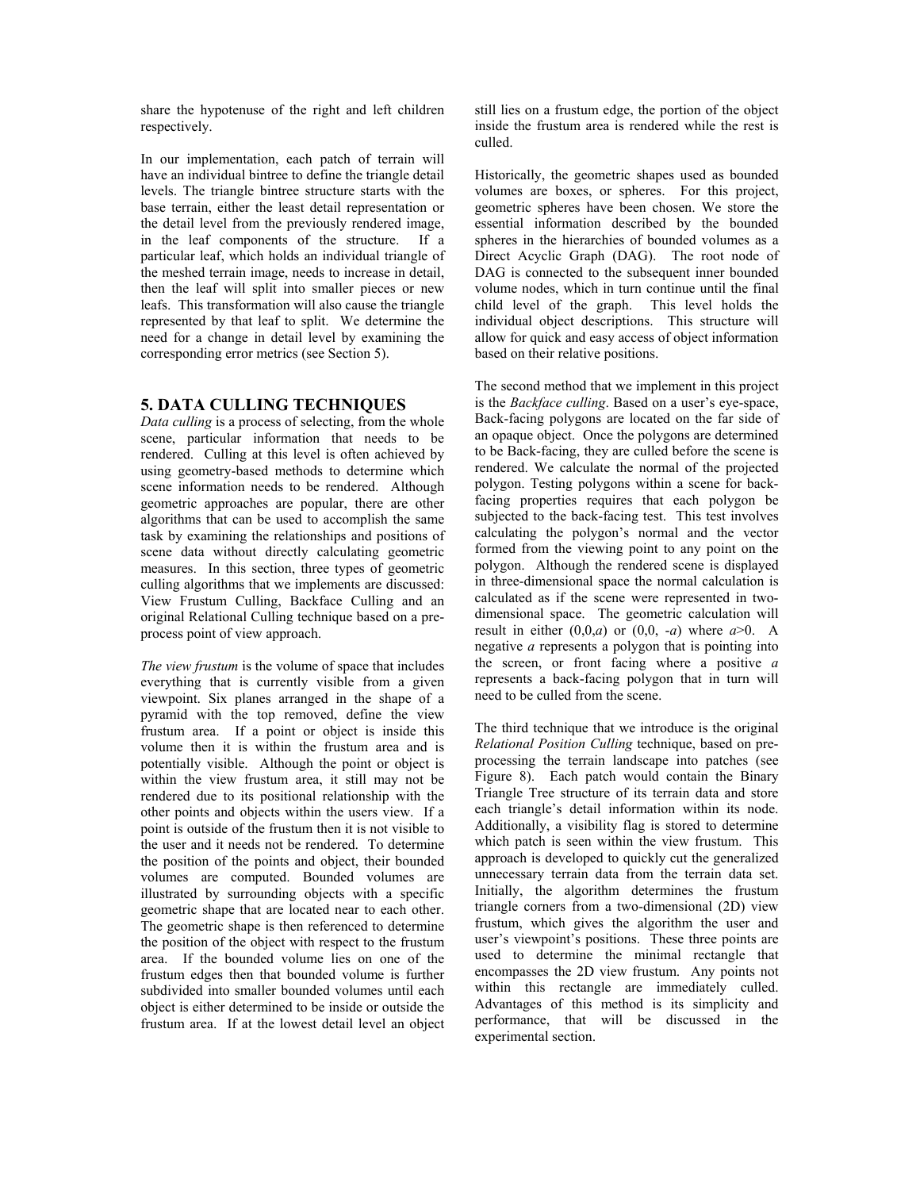share the hypotenuse of the right and left children respectively.

In our implementation, each patch of terrain will have an individual bintree to define the triangle detail levels. The triangle bintree structure starts with the base terrain, either the least detail representation or the detail level from the previously rendered image, in the leaf components of the structure. If a particular leaf, which holds an individual triangle of the meshed terrain image, needs to increase in detail, then the leaf will split into smaller pieces or new leafs. This transformation will also cause the triangle represented by that leaf to split. We determine the need for a change in detail level by examining the corresponding error metrics (see Section 5).

## 5. DATA CULLING TECHNIQUES

*Data culling* is a process of selecting, from the whole scene, particular information that needs to be rendered. Culling at this level is often achieved by using geometry-based methods to determine which scene information needs to be rendered. Although geometric approaches are popular, there are other algorithms that can be used to accomplish the same task by examining the relationships and positions of scene data without directly calculating geometric measures. In this section, three types of geometric culling algorithms that we implements are discussed: View Frustum Culling, Backface Culling and an original Relational Culling technique based on a pre-process point of view approach.

*The view frustum* is the volume of space that includes everything that is currently visible from a given viewpoint. Six planes arranged in the shape of a pyramid with the top removed, define the view frustum area. If a point or object is inside this volume then it is within the frustum area and is potentially visible. Although the point or object is within the view frustum area, it still may not be rendered due to its positional relationship with the other points and objects within the users view. If a point is outside of the frustum then it is not visible to the user and it needs not be rendered. To determine the position of the points and object, their bounded volumes are computed. Bounded volumes are illustrated by surrounding objects with a specific geometric shape that are located near to each other. The geometric shape is then referenced to determine the position of the object with respect to the frustum area. If the bounded volume lies on one of the frustum edges then that bounded volume is further subdivided into smaller bounded volumes until each object is either determined to be inside or outside the frustum area. If at the lowest detail level an object still lies on a frustum edge, the portion of the object inside the frustum area is rendered while the rest is culled.

Historically, the geometric shapes used as bounded volumes are boxes, or spheres. For this project, geometric spheres have been chosen. We store the essential information described by the bounded spheres in the hierarchies of bounded volumes as a Direct Acyclic Graph (DAG). The root node of DAG is connected to the subsequent inner bounded volume nodes, which in turn continue until the final child level of the graph. This level holds the individual object descriptions. This structure will allow for quick and easy access of object information based on their relative positions.

The second method that we implement in this project is the *Backface culling*. Based on a user's eye-space, Back-facing polygons are located on the far side of an opaque object. Once the polygons are determined to be Back-facing, they are culled before the scene is rendered. We calculate the normal of the projected polygon. Testing polygons within a scene for back-facing properties requires that each polygon be subjected to the back-facing test. This test involves calculating the polygon's normal and the vector formed from the viewing point to any point on the polygon. Although the rendered scene is displayed in three-dimensional space the normal calculation is calculated as if the scene were represented in two-dimensional space. The geometric calculation will result in either $(0,0,a)$ or $(0,0,-a)$ where $a>0$. A negative $a$ represents a polygon that is pointing into the screen, or front facing where a positive $a$ represents a back-facing polygon that in turn will need to be culled from the scene.

The third technique that we introduce is the original *Relational Position Culling* technique, based on pre-processing the terrain landscape into patches (see Figure 8). Each patch would contain the Binary Triangle Tree structure of its terrain data and store each triangle's detail information within its node. Additionally, a visibility flag is stored to determine which patch is seen within the view frustum. This approach is developed to quickly cut the generalized unnecessary terrain data from the terrain data set. Initially, the algorithm determines the frustum triangle corners from a two-dimensional (2D) view frustum, which gives the algorithm the user and user's viewpoint's positions. These three points are used to determine the minimal rectangle that encompasses the 2D view frustum. Any points not within this rectangle are immediately culled. Advantages of this method is its simplicity and performance, that will be discussed in the experimental section.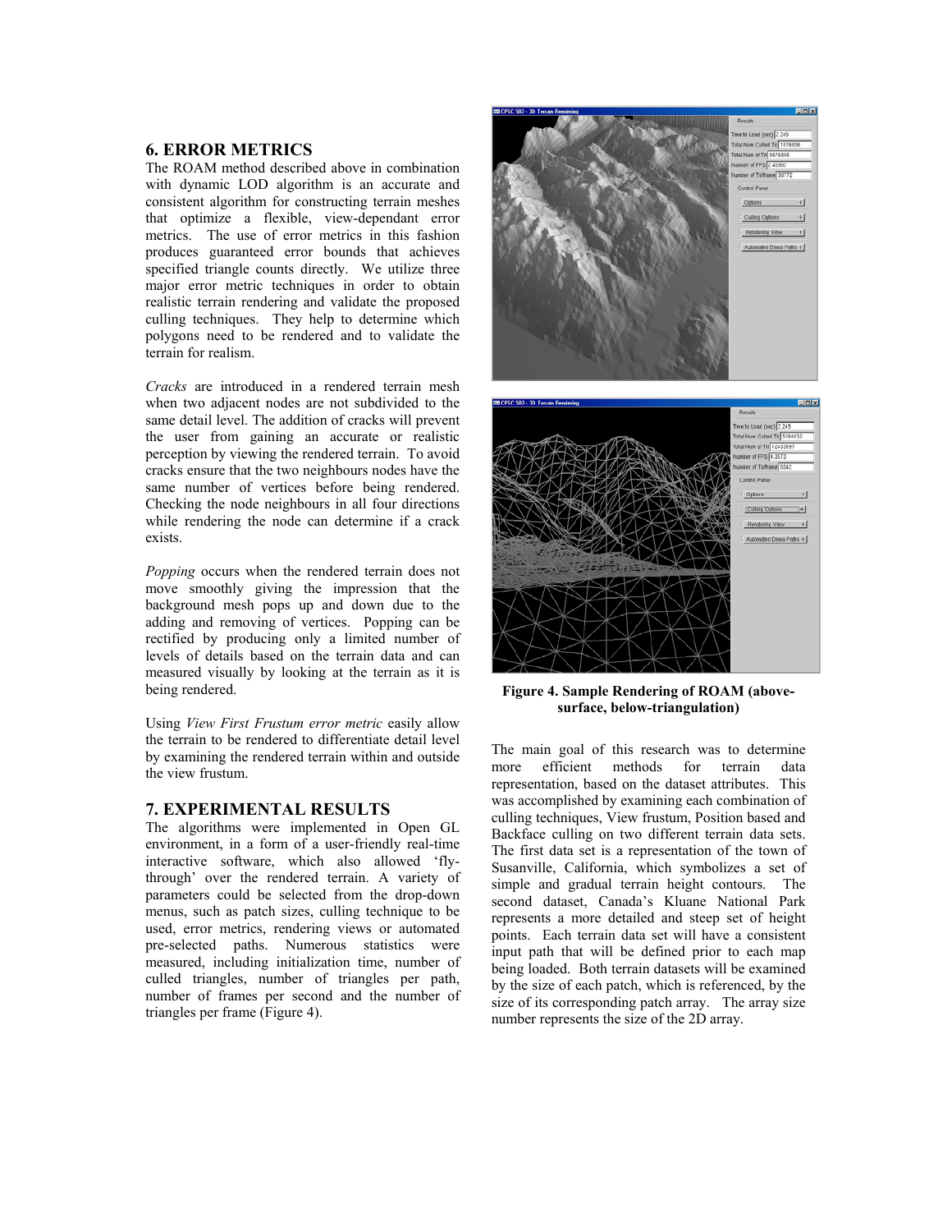## 6. ERROR METRICS

The ROAM method described above in combination with dynamic LOD algorithm is an accurate and consistent algorithm for constructing terrain meshes that optimize a flexible, view-dependant error metrics. The use of error metrics in this fashion produces guaranteed error bounds that achieves specified triangle counts directly. We utilize three major error metric techniques in order to obtain realistic terrain rendering and validate the proposed culling techniques. They help to determine which polygons need to be rendered and to validate the terrain for realism.

*Cracks* are introduced in a rendered terrain mesh when two adjacent nodes are not subdivided to the same detail level. The addition of cracks will prevent the user from gaining an accurate or realistic perception by viewing the rendered terrain. To avoid cracks ensure that the two neighbours nodes have the same number of vertices before being rendered. Checking the node neighbours in all four directions while rendering the node can determine if a crack exists.

*Popping* occurs when the rendered terrain does not move smoothly giving the impression that the background mesh pops up and down due to the adding and removing of vertices. Popping can be rectified by producing only a limited number of levels of details based on the terrain data and can measured visually by looking at the terrain as it is being rendered.

Using *View First Frustum error metric* easily allow the terrain to be rendered to differentiate detail level by examining the rendered terrain within and outside the view frustum.

## 7. EXPERIMENTAL RESULTS

The algorithms were implemented in Open GL environment, in a form of a user-friendly real-time interactive software, which also allowed 'fly-through' over the rendered terrain. A variety of parameters could be selected from the drop-down menus, such as patch sizes, culling technique to be used, error metrics, rendering views or automated pre-selected paths. Numerous statistics were measured, including initialization time, number of culled triangles, number of triangles per path, number of frames per second and the number of triangles per frame (Figure 4).

**Figure 4. Sample Rendering of ROAM (above-surface, below-triangulation)**

The main goal of this research was to determine more efficient methods for terrain data representation, based on the dataset attributes. This was accomplished by examining each combination of culling techniques, View frustum, Position based and Backface culling on two different terrain data sets. The first data set is a representation of the town of Susanville, California, which symbolizes a set of simple and gradual terrain height contours. The second dataset, Canada's Kluane National Park represents a more detailed and steep set of height points. Each terrain data set will have a consistent input path that will be defined prior to each map being loaded. Both terrain datasets will be examined by the size of each patch, which is referenced, by the size of its corresponding patch array. The array size number represents the size of the 2D array.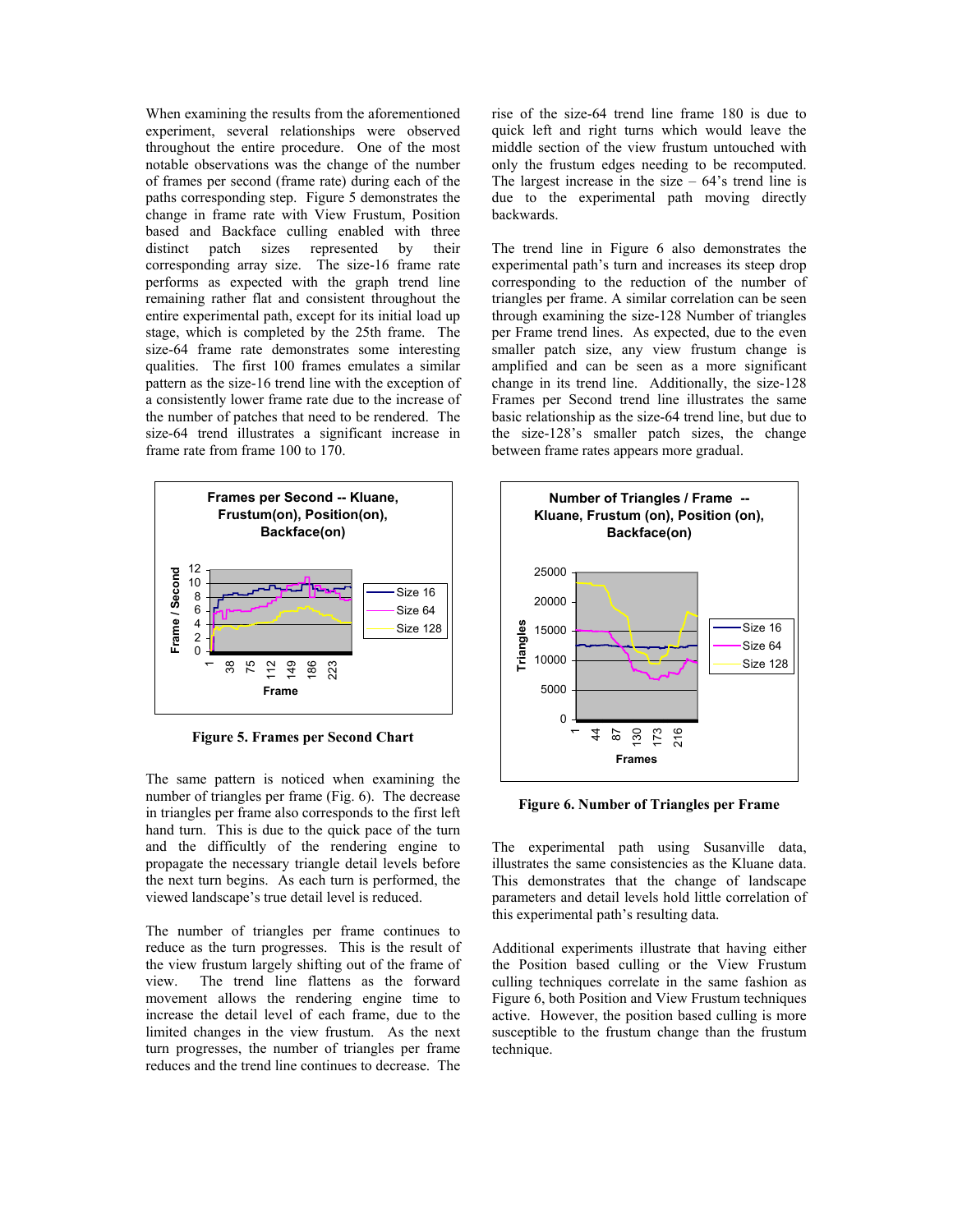When examining the results from the aforementioned experiment, several relationships were observed throughout the entire procedure. One of the most notable observations was the change of the number of frames per second (frame rate) during each of the paths corresponding step. Figure 5 demonstrates the change in frame rate with View Frustum, Position based and Backface culling enabled with three distinct patch sizes represented by their corresponding array size. The size-16 frame rate performs as expected with the graph trend line remaining rather flat and consistent throughout the entire experimental path, except for its initial load up stage, which is completed by the 25th frame. The size-64 frame rate demonstrates some interesting qualities. The first 100 frames emulates a similar pattern as the size-16 trend line with the exception of a consistently lower frame rate due to the increase of the number of patches that need to be rendered. The size-64 trend illustrates a significant increase in frame rate from frame 100 to 170.

**Figure 5. Frames per Second Chart**

The same pattern is noticed when examining the number of triangles per frame (Fig. 6). The decrease in triangles per frame also corresponds to the first left hand turn. This is due to the quick pace of the turn and the difficultly of the rendering engine to propagate the necessary triangle detail levels before the next turn begins. As each turn is performed, the viewed landscape's true detail level is reduced.

The number of triangles per frame continues to reduce as the turn progresses. This is the result of the view frustum largely shifting out of the frame of view. The trend line flattens as the forward movement allows the rendering engine time to increase the detail level of each frame, due to the limited changes in the view frustum. As the next turn progresses, the number of triangles per frame reduces and the trend line continues to decrease. The rise of the size-64 trend line frame 180 is due to quick left and right turns which would leave the middle section of the view frustum untouched with only the frustum edges needing to be recomputed. The largest increase in the size – 64's trend line is due to the experimental path moving directly backwards.

The trend line in Figure 6 also demonstrates the experimental path's turn and increases its steep drop corresponding to the reduction of the number of triangles per frame. A similar correlation can be seen through examining the size-128 Number of triangles per Frame trend lines. As expected, due to the even smaller patch size, any view frustum change is amplified and can be seen as a more significant change in its trend line. Additionally, the size-128 Frames per Second trend line illustrates the same basic relationship as the size-64 trend line, but due to the size-128's smaller patch sizes, the change between frame rates appears more gradual.

**Figure 6. Number of Triangles per Frame**

The experimental path using Susanville data, illustrates the same consistencies as the Kluane data. This demonstrates that the change of landscape parameters and detail levels hold little correlation of this experimental path's resulting data.

Additional experiments illustrate that having either the Position based culling or the View Frustum culling techniques correlate in the same fashion as Figure 6, both Position and View Frustum techniques active. However, the position based culling is more susceptible to the frustum change than the frustum technique.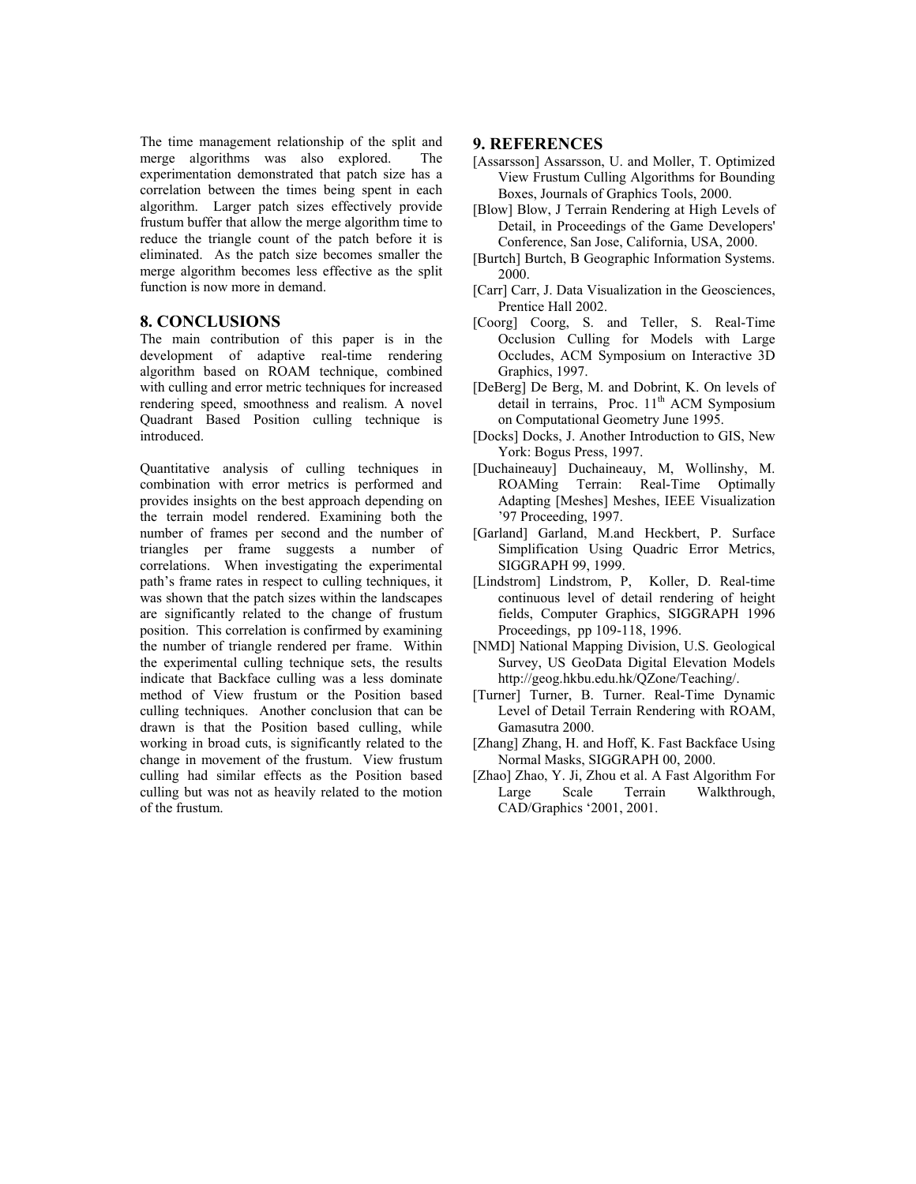The time management relationship of the split and merge algorithms was also explored. The experimentation demonstrated that patch size has a correlation between the times being spent in each algorithm. Larger patch sizes effectively provide frustum buffer that allow the merge algorithm time to reduce the triangle count of the patch before it is eliminated. As the patch size becomes smaller the merge algorithm becomes less effective as the split function is now more in demand.

## 8. CONCLUSIONS

The main contribution of this paper is in the development of adaptive real-time rendering algorithm based on ROAM technique, combined with culling and error metric techniques for increased rendering speed, smoothness and realism. A novel Quadrant Based Position culling technique is introduced.

Quantitative analysis of culling techniques in combination with error metrics is performed and provides insights on the best approach depending on the terrain model rendered. Examining both the number of frames per second and the number of triangles per frame suggests a number of correlations. When investigating the experimental path's frame rates in respect to culling techniques, it was shown that the patch sizes within the landscapes are significantly related to the change of frustum position. This correlation is confirmed by examining the number of triangle rendered per frame. Within the experimental culling technique sets, the results indicate that Backface culling was a less dominate method of View frustum or the Position based culling techniques. Another conclusion that can be drawn is that the Position based culling, while working in broad cuts, is significantly related to the change in movement of the frustum. View frustum culling had similar effects as the Position based culling but was not as heavily related to the motion of the frustum.

## 9. REFERENCES

[Assarsson] Assarsson, U. and Moller, T. Optimized View Frustum Culling Algorithms for Bounding Boxes, Journals of Graphics Tools, 2000.

[Blow] Blow, J Terrain Rendering at High Levels of Detail, in Proceedings of the Game Developers' Conference, San Jose, California, USA, 2000.

[Burtch] Burtch, B Geographic Information Systems. 2000.

[Carr] Carr, J. Data Visualization in the Geosciences, Prentice Hall 2002.

[Coorg] Coorg, S. and Teller, S. Real-Time Occlusion Culling for Models with Large Occludes, ACM Symposium on Interactive 3D Graphics, 1997.

[DeBerg] De Berg, M. and Dobrint, K. On levels of detail in terrains, Proc. 11th ACM Symposium on Computational Geometry June 1995.

[Docks] Docks, J. Another Introduction to GIS, New York: Bogus Press, 1997.

[Duchaineauy] Duchaineauy, M, Wollinshy, M. ROAMing Terrain: Real-Time Optimally Adapting [Meshes] Meshes, IEEE Visualization '97 Proceeding, 1997.

[Garland] Garland, M.and Heckbert, P. Surface Simplification Using Quadric Error Metrics, SIGGRAPH 99, 1999.

[Lindstrom] Lindstrom, P, Koller, D. Real-time continuous level of detail rendering of height fields, Computer Graphics, SIGGRAPH 1996 Proceedings, pp 109-118, 1996.

[NMD] National Mapping Division, U.S. Geological Survey, US GeoData Digital Elevation Models http://geog.hkbu.edu.hk/QZone/Teaching/.

[Turner] Turner, B. Turner. Real-Time Dynamic Level of Detail Terrain Rendering with ROAM, Gamasutra 2000.

[Zhang] Zhang, H. and Hoff, K. Fast Backface Using Normal Masks, SIGGRAPH 00, 2000.

[Zhao] Zhao, Y. Ji, Zhou et al. A Fast Algorithm For Large Scale Terrain Walkthrough, CAD/Graphics '2001, 2001.